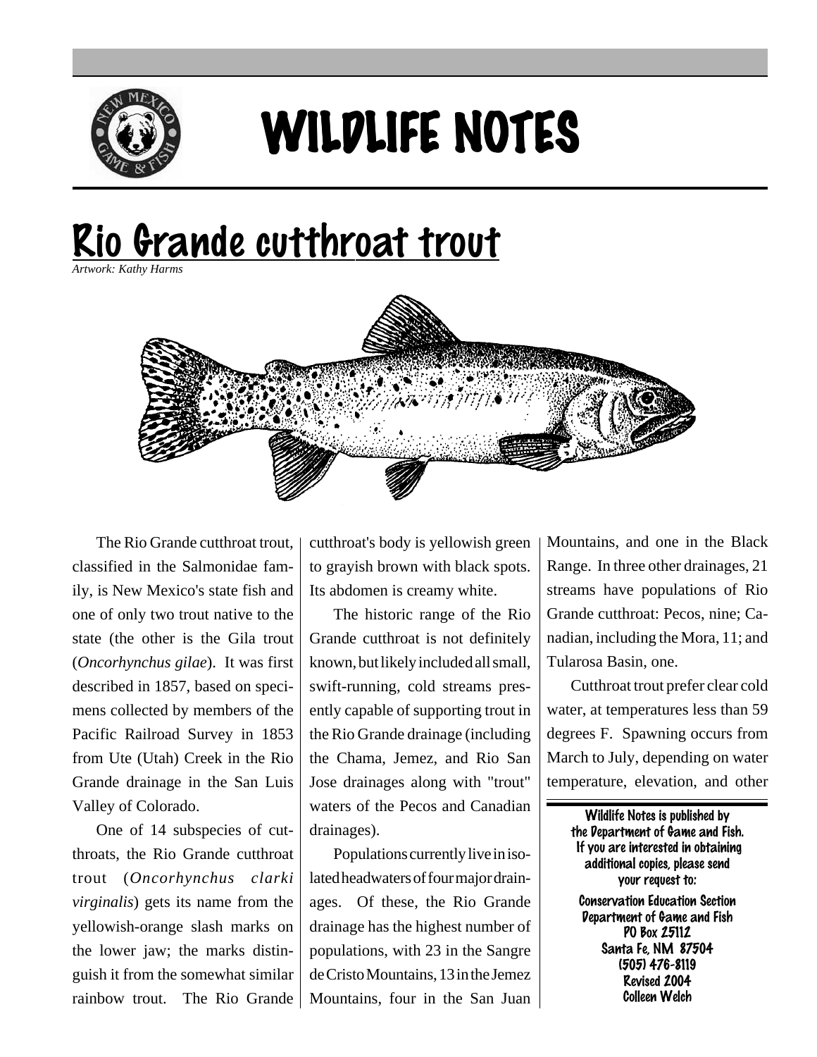# WILDLIFE NOTES

## Rio Grande cutthroat trout

*Artwork: Kathy Harms*

The Rio Grande cutthroat trout, classified in the Salmonidae family, is New Mexico's state fish and one of only two trout native to the state (the other is the Gila trout (*Oncorhynchus gilae*). It was first described in 1857, based on specimens collected by members of the Pacific Railroad Survey in 1853 from Ute (Utah) Creek in the Rio Grande drainage in the San Luis Valley of Colorado.

One of 14 subspecies of cutthroats, the Rio Grande cutthroat trout (*Oncorhynchus clarki virginalis*) gets its name from the yellowish-orange slash marks on the lower jaw; the marks distinguish it from the somewhat similar rainbow trout. The Rio Grande cutthroat's body is yellowish green to grayish brown with black spots. Its abdomen is creamy white.

The historic range of the Rio Grande cutthroat is not definitely known, but likely included all small, swift-running, cold streams presently capable of supporting trout in the Rio Grande drainage (including the Chama, Jemez, and Rio San Jose drainages along with "trout" waters of the Pecos and Canadian drainages).

Populations currently live in isolated headwaters of four major drainages. Of these, the Rio Grande drainage has the highest number of populations, with 23 in the Sangre de Cristo Mountains, 13 in the Jemez Mountains, four in the San Juan Mountains, and one in the Black Range. In three other drainages, 21 streams have populations of Rio Grande cutthroat: Pecos, nine; Canadian, including the Mora, 11; and Tularosa Basin, one.

Cutthroat trout prefer clear cold water, at temperatures less than 59 degrees F. Spawning occurs from March to July, depending on water temperature, elevation, and other

**Wildlife Notes is published by the Department of Game and Fish. If you are interested in obtaining additional copies, please send your request to:**

**Conservation Education Section**
**Department of Game and Fish**
**PO Box 25112**
**Santa Fe, NM 87504**
**(505) 476-8119**
**Revised 2004**
**Colleen Welch**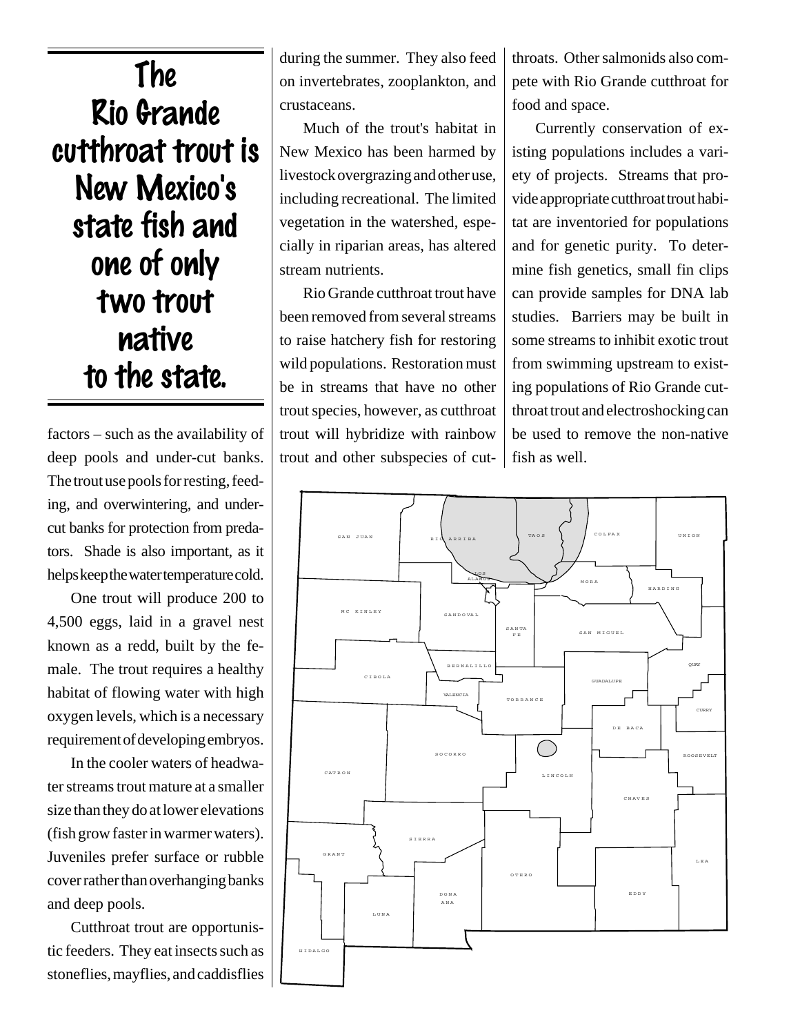**The Rio Grande cutthroat trout is New Mexico's state fish and one of only two trout native to the state.**

factors – such as the availability of deep pools and under-cut banks. The trout use pools for resting, feeding, and overwintering, and undercut banks for protection from predators. Shade is also important, as it helps keep the water temperature cold.

One trout will produce 200 to 4,500 eggs, laid in a gravel nest known as a redd, built by the female. The trout requires a healthy habitat of flowing water with high oxygen levels, which is a necessary requirement of developing embryos.

In the cooler waters of headwater streams trout mature at a smaller size than they do at lower elevations (fish grow faster in warmer waters). Juveniles prefer surface or rubble cover rather than overhanging banks and deep pools.

Cutthroat trout are opportunistic feeders. They eat insects such as stoneflies, mayflies, and caddisflies during the summer. They also feed on invertebrates, zooplankton, and crustaceans.

Much of the trout's habitat in New Mexico has been harmed by livestock overgrazing and other use, including recreational. The limited vegetation in the watershed, especially in riparian areas, has altered stream nutrients.

Rio Grande cutthroat trout have been removed from several streams to raise hatchery fish for restoring wild populations. Restoration must be in streams that have no other trout species, however, as cutthroat trout will hybridize with rainbow trout and other subspecies of cutthroats. Other salmonids also compete with Rio Grande cutthroat for food and space.

Currently conservation of existing populations includes a variety of projects. Streams that provide appropriate cutthroat trout habitat are inventoried for populations and for genetic purity. To determine fish genetics, small fin clips can provide samples for DNA lab studies. Barriers may be built in some streams to inhibit exotic trout from swimming upstream to existing populations of Rio Grande cutthroat trout and electroshocking can be used to remove the non-native fish as well.

SAN JUAN
RIO ARRIBA
TAOS
COLFAX
UNION
LOS ALAMOS
MORA
HARDING
MC KINLEY
SANDOVAL
SANTA FE
SAN MIGUEL
BERNALILLO
QUAY
CIBOLA
VALENCIA
TORRANCE
GUADALUPE
CURRY
DE BACA
SOCORRO
ROOSEVELT
CATRON
LINCOLN
CHAVES
SIERRA
GRANT
LEA
OTERO
DONA ANA
EDDY
LUNA
HIDALGO